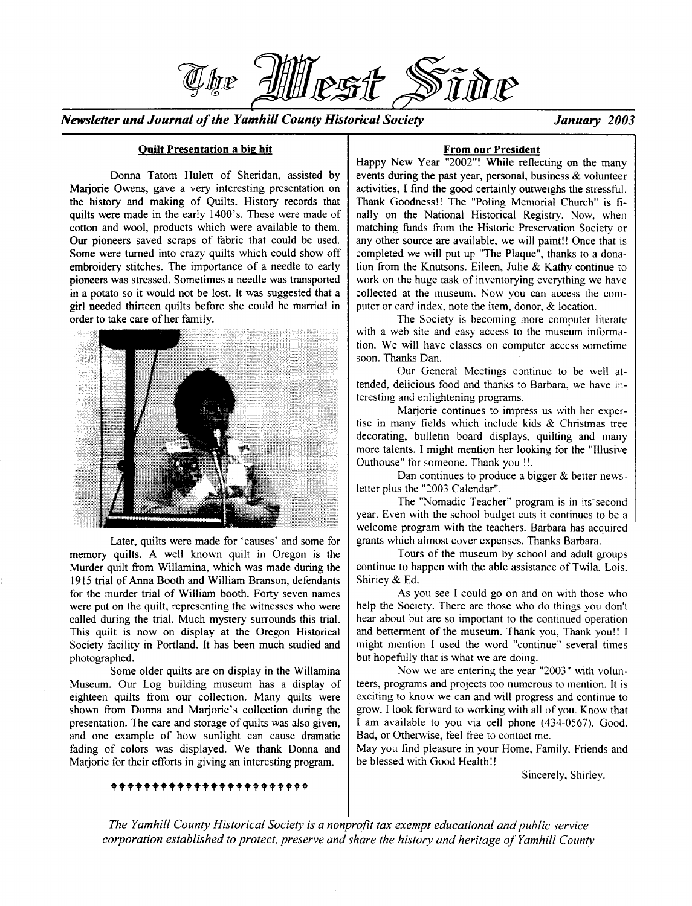# The West Side

*Newsletter and Journal of the Yamhill County Historical Society* *January 2003*

## Quilt Presentation a big hit

Donna Tatom Hulett of Sheridan, assisted by Marjorie Owens, gave a very interesting presentation on the history and making of Quilts. History records that quilts were made in the early 1400's. These were made of cotton and wool, products which were available to them. Our pioneers saved scraps of fabric that could be used. Some were turned into crazy quilts which could show off embroidery stitches. The importance of a needle to early pioneers was stressed. Sometimes a needle was transported in a potato so it would not be lost. It was suggested that a girl needed thirteen quilts before she could be married in order to take care of her family.

Later, quilts were made for 'causes' and some for memory quilts. A well known quilt in Oregon is the Murder quilt from Willamina, which was made during the 1915 trial of Anna Booth and William Branson, defendants for the murder trial of William booth. Forty seven names were put on the quilt, representing the witnesses who were called during the trial. Much mystery surrounds this trial. This quilt is now on display at the Oregon Historical Society facility in Portland. It has been much studied and photographed.

Some older quilts are on display in the Willamina Museum. Our Log building museum has a display of eighteen quilts from our collection. Many quilts were shown from Donna and Marjorie's collection during the presentation. The care and storage of quilts was also given, and one example of how sunlight can cause dramatic fading of colors was displayed. We thank Donna and Marjorie for their efforts in giving an interesting program.

## From our President

Happy New Year "2002"! While reflecting on the many events during the past year, personal, business & volunteer activities, I find the good certainly outweighs the stressful. Thank Goodness!! The "Poling Memorial Church" is finally on the National Historical Registry. Now, when matching funds from the Historic Preservation Society or any other source are available, we will paint!! Once that is completed we will put up "The Plaque", thanks to a donation from the Knutsons. Eileen, Julie & Kathy continue to work on the huge task of inventorying everything we have collected at the museum. Now you can access the computer or card index, note the item, donor, & location.

The Society is becoming more computer literate with a web site and easy access to the museum information. We will have classes on computer access sometime soon. Thanks Dan.

Our General Meetings continue to be well attended, delicious food and thanks to Barbara, we have interesting and enlightening programs.

Marjorie continues to impress us with her expertise in many fields which include kids & Christmas tree decorating, bulletin board displays, quilting and many more talents. I might mention her looking for the "Illusive Outhouse" for someone. Thank you !!.

Dan continues to produce a bigger & better newsletter plus the "2003 Calendar".

The "Nomadic Teacher" program is in its second year. Even with the school budget cuts it continues to be a welcome program with the teachers. Barbara has acquired grants which almost cover expenses. Thanks Barbara.

Tours of the museum by school and adult groups continue to happen with the able assistance of Twila, Lois, Shirley & Ed.

As you see I could go on and on with those who help the Society. There are those who do things you don't hear about but are so important to the continued operation and betterment of the museum. Thank you, Thank you!! I might mention I used the word "continue" several times but hopefully that is what we are doing.

Now we are entering the year "2003" with volunteers, programs and projects too numerous to mention. It is exciting to know we can and will progress and continue to grow. I look forward to working with all of you. Know that I am available to you via cell phone (434-0567). Good, Bad, or Otherwise, feel free to contact me.

May you find pleasure in your Home, Family, Friends and be blessed with Good Health!!

Sincerely, Shirley.

*The Yamhill County Historical Society is a nonprofit tax exempt educational and public service corporation established to protect, preserve and share the history and heritage of Yamhill County*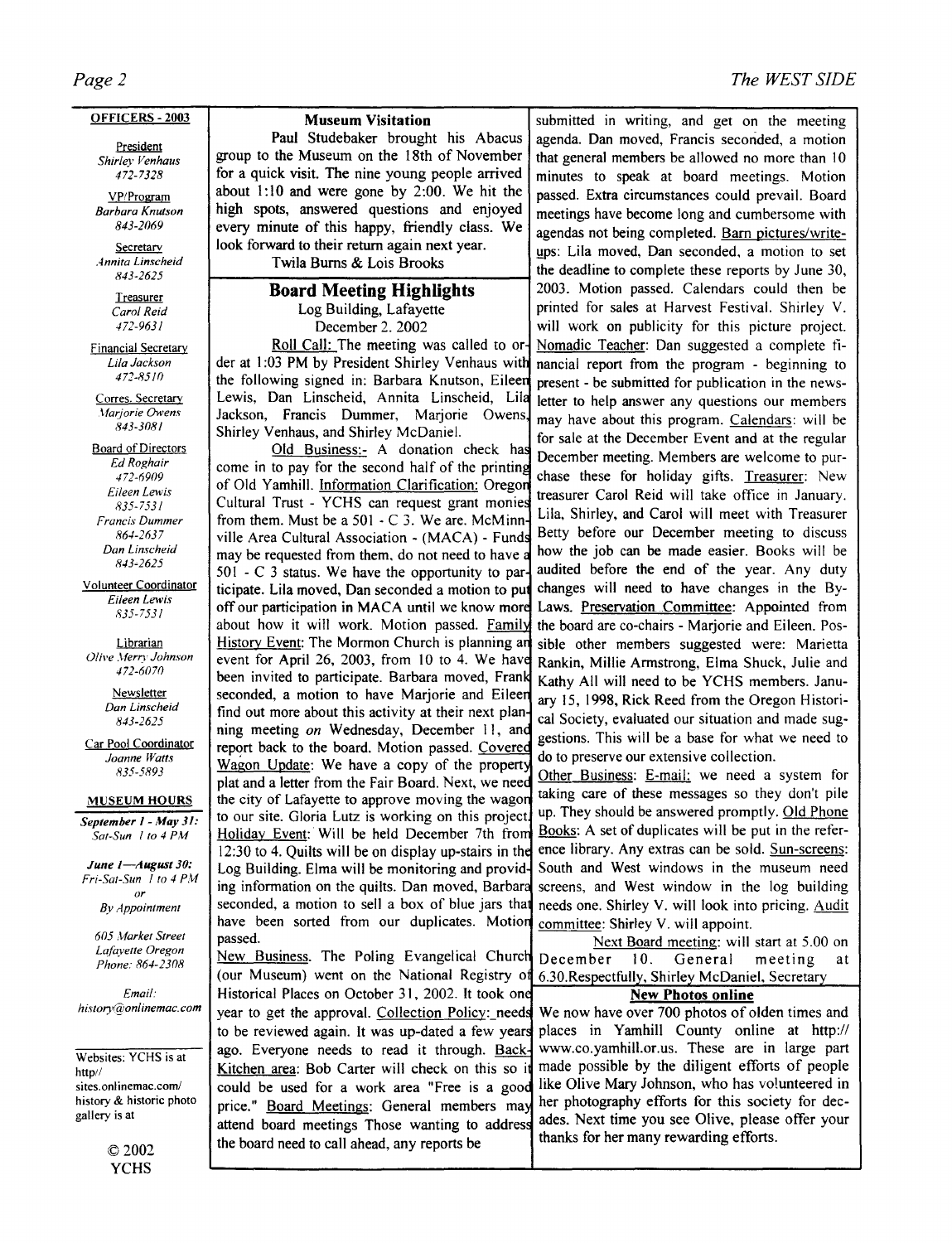## OFFICERS - 2003

President
*Shirley Venhaus*
*472-7328*

VP/Program
*Barbara Knutson*
*843-2069*

Secretary
*Annita Linscheid*
*843-2625*

Treasurer
*Carol Reid*
*472-9631*

Financial Secretary
*Lila Jackson*
*472-8510*

Corres. Secretary
*Marjorie Owens*
*843-3081*

Board of Directors
*Ed Roghair*
*472-6909*
*Eileen Lewis*
*835-7531*
*Francis Dummer*
*864-2637*
*Dan Linscheid*
*843-2625*

Volunteer Coordinator
*Eileen Lewis*
*835-7531*

Librarian
*Olive Merry Johnson*
*472-6070*

Newsletter
*Dan Linscheid*
*843-2625*

Car Pool Coordinator
*Joanne Watts*
*835-5893*

## MUSEUM HOURS

***September 1 - May 31:***
*Sat-Sun 1 to 4 PM*

***June 1—August 30:***
*Fri-Sat-Sun 1 to 4 PM*
*or*
*By Appointment*

*605 Market Street*
*Lafayette Oregon*
*Phone: 864-2308*

*Email:*
*history@onlinemac.com*

Websites: YCHS is at http// sites.onlinemac.com/ history & historic photo gallery is at

© 2002
YCHS

## Museum Visitation

Paul Studebaker brought his Abacus group to the Museum on the 18th of November for a quick visit. The nine young people arrived about 1:10 and were gone by 2:00. We hit the high spots, answered questions and enjoyed every minute of this happy, friendly class. We look forward to their return again next year.

Twila Burns & Lois Brooks

## Board Meeting Highlights

Log Building, Lafayette
December 2. 2002

Roll Call: The meeting was called to order at 1:03 PM by President Shirley Venhaus with the following signed in: Barbara Knutson, Eileen Lewis, Dan Linscheid, Annita Linscheid, Lila Jackson, Francis Dummer, Marjorie Owens, Shirley Venhaus, and Shirley McDaniel.

Old Business:- A donation check has come in to pay for the second half of the printing of Old Yamhill. Information Clarification: Oregon Cultural Trust - YCHS can request grant monies from them. Must be a 501 - C 3. We are. McMinnville Area Cultural Association - (MACA) - Funds may be requested from them, do not need to have a 501 - C 3 status. We have the opportunity to participate. Lila moved, Dan seconded a motion to put off our participation in MACA until we know more about how it will work. Motion passed. Family History Event: The Mormon Church is planning an event for April 26, 2003, from 10 to 4. We have been invited to participate. Barbara moved, Frank seconded, a motion to have Marjorie and Eileen find out more about this activity at their next planning meeting *on* Wednesday, December 11, and report back to the board. Motion passed. Covered Wagon Update: We have a copy of the property plat and a letter from the Fair Board. Next, we need the city of Lafayette to approve moving the wagon to our site. Gloria Lutz is working on this project. Holiday Event: Will be held December 7th from 12:30 to 4. Quilts will be on display up-stairs in the Log Building. Elma will be monitoring and providing information on the quilts. Dan moved, Barbara seconded, a motion to sell a box of blue jars that have been sorted from our duplicates. Motion passed.

New Business. The Poling Evangelical Church (our Museum) went on the National Registry of Historical Places on October 31, 2002. It took one year to get the approval. Collection Policy: needs to be reviewed again. It was up-dated a few years ago. Everyone needs to read it through. Back-Kitchen area: Bob Carter will check on this so it could be used for a work area "Free is a good price." Board Meetings: General members may attend board meetings Those wanting to address the board need to call ahead, any reports be submitted in writing, and get on the meeting agenda. Dan moved, Francis seconded, a motion that general members be allowed no more than 10 minutes to speak at board meetings. Motion passed. Extra circumstances could prevail. Board meetings have become long and cumbersome with agendas not being completed. Barn pictures/write-ups: Lila moved, Dan seconded, a motion to set the deadline to complete these reports by June 30, 2003. Motion passed. Calendars could then be printed for sales at Harvest Festival. Shirley V. will work on publicity for this picture project. Nomadic Teacher: Dan suggested a complete financial report from the program - beginning to present - be submitted for publication in the newsletter to help answer any questions our members may have about this program. Calendars: will be for sale at the December Event and at the regular December meeting. Members are welcome to purchase these for holiday gifts. Treasurer: New treasurer Carol Reid will take office in January. Lila, Shirley, and Carol will meet with Treasurer Betty before our December meeting to discuss how the job can be made easier. Books will be audited before the end of the year. Any duty changes will need to have changes in the By-Laws. Preservation Committee: Appointed from the board are co-chairs - Marjorie and Eileen. Possible other members suggested were: Marietta Rankin, Millie Armstrong, Elma Shuck, Julie and Kathy All will need to be YCHS members. January 15, 1998, Rick Reed from the Oregon Historical Society, evaluated our situation and made suggestions. This will be a base for what we need to do to preserve our extensive collection.

Other Business: E-mail: we need a system for taking care of these messages so they don't pile up. They should be answered promptly. Old Phone Books: A set of duplicates will be put in the reference library. Any extras can be sold. Sun-screens: South and West windows in the museum need screens, and West window in the log building needs one. Shirley V. will look into pricing. Audit committee: Shirley V. will appoint.

Next Board meeting: will start at 5.00 on December 10. General meeting at 6.30.Respectfully, Shirley McDaniel, Secretary

## New Photos online

We now have over 700 photos of olden times and places in Yamhill County online at http:// www.co.yamhill.or.us. These are in large part made possible by the diligent efforts of people like Olive Mary Johnson, who has volunteered in her photography efforts for this society for decades. Next time you see Olive, please offer your thanks for her many rewarding efforts.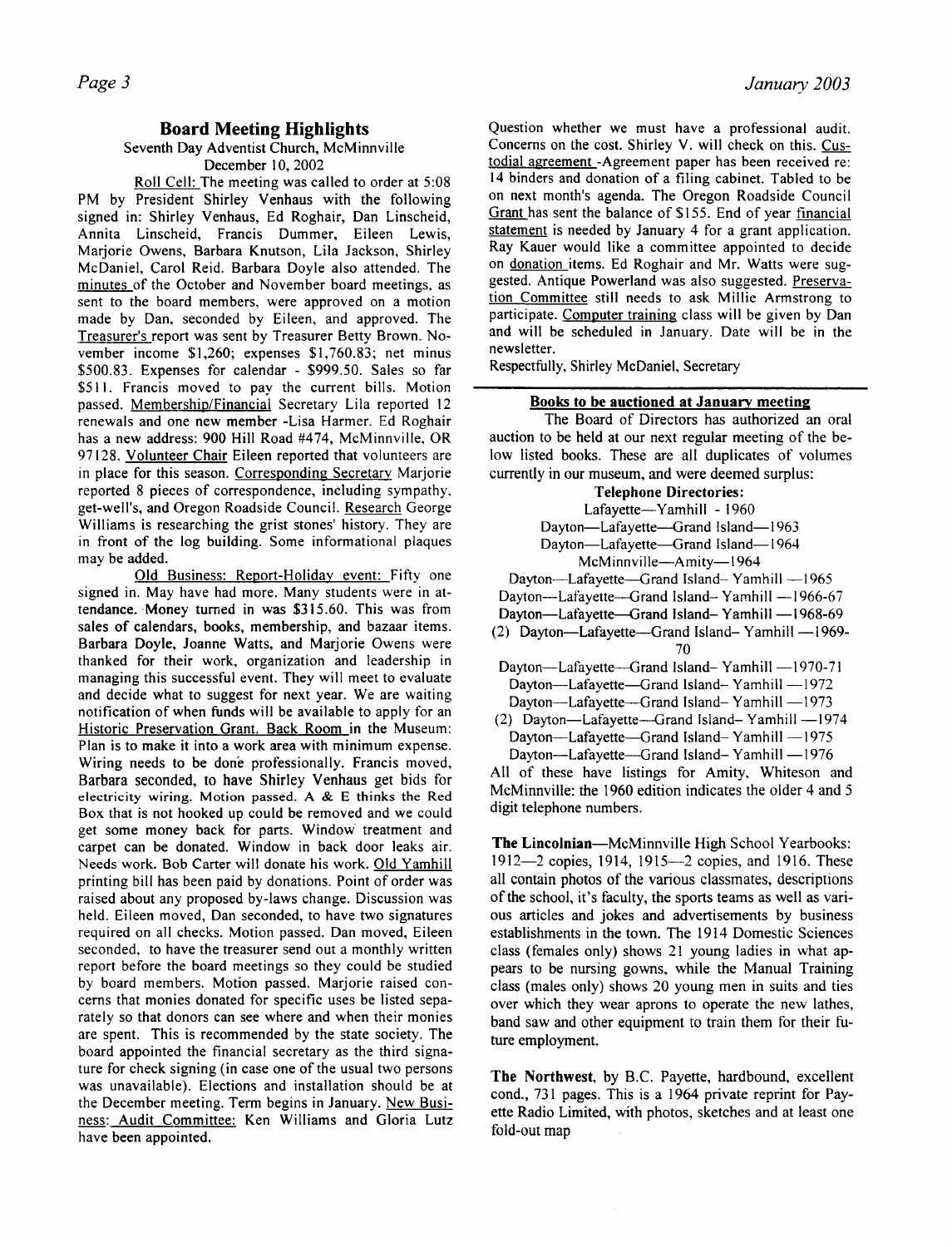## Board Meeting Highlights

Seventh Day Adventist Church, McMinnville
December 10, 2002

Roll Cell: The meeting was called to order at 5:08 PM by President Shirley Venhaus with the following signed in: Shirley Venhaus, Ed Roghair, Dan Linscheid, Annita Linscheid, Francis Dummer, Eileen Lewis, Marjorie Owens, Barbara Knutson, Lila Jackson, Shirley McDaniel, Carol Reid. Barbara Doyle also attended. The minutes of the October and November board meetings, as sent to the board members, were approved on a motion made by Dan, seconded by Eileen, and approved. The Treasurer's report was sent by Treasurer Betty Brown. November income $1,260; expenses $1,760.83; net minus $500.83. Expenses for calendar - $999.50. Sales so far $511. Francis moved to pay the current bills. Motion passed. Membership/Financial Secretary Lila reported 12 renewals and one new member -Lisa Harmer. Ed Roghair has a new address: 900 Hill Road #474, McMinnville, OR 97128. Volunteer Chair Eileen reported that volunteers are in place for this season. Corresponding Secretary Marjorie reported 8 pieces of correspondence, including sympathy, get-well's, and Oregon Roadside Council. Research George Williams is researching the grist stones' history. They are in front of the log building. Some informational plaques may be added.

Old Business: Report-Holiday event: Fifty one signed in. May have had more. Many students were in attendance. Money turned in was $315.60. This was from sales of calendars, books, membership, and bazaar items. Barbara Doyle, Joanne Watts, and Marjorie Owens were thanked for their work, organization and leadership in managing this successful event. They will meet to evaluate and decide what to suggest for next year. We are waiting notification of when funds will be available to apply for an Historic Preservation Grant. Back Room in the Museum: Plan is to make it into a work area with minimum expense. Wiring needs to be done professionally. Francis moved, Barbara seconded, to have Shirley Venhaus get bids for electricity wiring. Motion passed. A & E thinks the Red Box that is not hooked up could be removed and we could get some money back for parts. Window treatment and carpet can be donated. Window in back door leaks air. Needs work. Bob Carter will donate his work. Old Yamhill printing bill has been paid by donations. Point of order was raised about any proposed by-laws change. Discussion was held. Eileen moved, Dan seconded, to have two signatures required on all checks. Motion passed. Dan moved, Eileen seconded, to have the treasurer send out a monthly written report before the board meetings so they could be studied by board members. Motion passed. Marjorie raised concerns that monies donated for specific uses be listed separately so that donors can see where and when their monies are spent. This is recommended by the state society. The board appointed the financial secretary as the third signature for check signing (in case one of the usual two persons was unavailable). Elections and installation should be at the December meeting. Term begins in January. New Business: Audit Committee: Ken Williams and Gloria Lutz have been appointed.

Question whether we must have a professional audit. Concerns on the cost. Shirley V. will check on this. Custodial agreement -Agreement paper has been received re: 14 binders and donation of a filing cabinet. Tabled to be on next month's agenda. The Oregon Roadside Council Grant has sent the balance of $155. End of year financial statement is needed by January 4 for a grant application. Ray Kauer would like a committee appointed to decide on donation items. Ed Roghair and Mr. Watts were suggested. Antique Powerland was also suggested. Preservation Committee still needs to ask Millie Armstrong to participate. Computer training class will be given by Dan and will be scheduled in January. Date will be in the newsletter.

Respectfully, Shirley McDaniel, Secretary

---

### Books to be auctioned at January meeting

The Board of Directors has authorized an oral auction to be held at our next regular meeting of the below listed books. These are all duplicates of volumes currently in our museum, and were deemed surplus:

**Telephone Directories:**

Lafayette—Yamhill - 1960
Dayton—Lafayette—Grand Island—1963
Dayton—Lafayette—Grand Island—1964
McMinnville—Amity—1964
Dayton—Lafayette—Grand Island– Yamhill —1965
Dayton—Lafayette—Grand Island– Yamhill —1966-67
Dayton—Lafayette—Grand Island– Yamhill —1968-69
(2) Dayton—Lafayette—Grand Island– Yamhill —1969-70
Dayton—Lafayette—Grand Island– Yamhill —1970-71
Dayton—Lafayette—Grand Island– Yamhill —1972
Dayton—Lafayette—Grand Island– Yamhill —1973
(2) Dayton—Lafayette—Grand Island– Yamhill —1974
Dayton—Lafayette—Grand Island– Yamhill —1975
Dayton—Lafayette—Grand Island– Yamhill —1976

All of these have listings for Amity, Whiteson and McMinnville: the 1960 edition indicates the older 4 and 5 digit telephone numbers.

**The Lincolnian**—McMinnville High School Yearbooks: 1912—2 copies, 1914, 1915—2 copies, and 1916. These all contain photos of the various classmates, descriptions of the school, it's faculty, the sports teams as well as various articles and jokes and advertisements by business establishments in the town. The 1914 Domestic Sciences class (females only) shows 21 young ladies in what appears to be nursing gowns, while the Manual Training class (males only) shows 20 young men in suits and ties over which they wear aprons to operate the new lathes, band saw and other equipment to train them for their future employment.

**The Northwest**, by B.C. Payette, hardbound, excellent cond., 731 pages. This is a 1964 private reprint for Payette Radio Limited, with photos, sketches and at least one fold-out map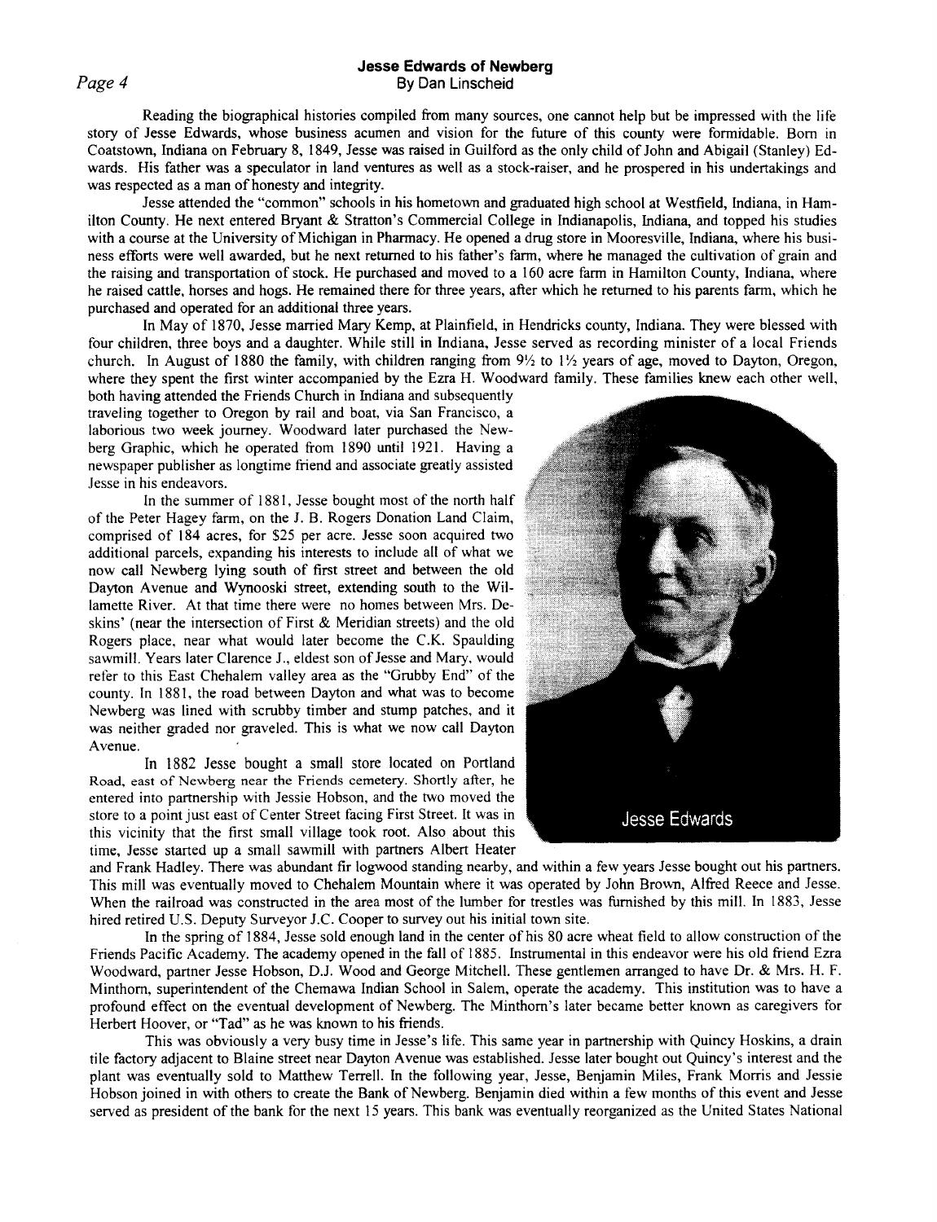# Jesse Edwards of Newberg

By Dan Linscheid

Reading the biographical histories compiled from many sources, one cannot help but be impressed with the life story of Jesse Edwards, whose business acumen and vision for the future of this county were formidable. Born in Coatstown, Indiana on February 8, 1849, Jesse was raised in Guilford as the only child of John and Abigail (Stanley) Edwards. His father was a speculator in land ventures as well as a stock-raiser, and he prospered in his undertakings and was respected as a man of honesty and integrity.

Jesse attended the "common" schools in his hometown and graduated high school at Westfield, Indiana, in Hamilton County. He next entered Bryant & Stratton's Commercial College in Indianapolis, Indiana, and topped his studies with a course at the University of Michigan in Pharmacy. He opened a drug store in Mooresville, Indiana, where his business efforts were well awarded, but he next returned to his father's farm, where he managed the cultivation of grain and the raising and transportation of stock. He purchased and moved to a 160 acre farm in Hamilton County, Indiana, where he raised cattle, horses and hogs. He remained there for three years, after which he returned to his parents farm, which he purchased and operated for an additional three years.

In May of 1870, Jesse married Mary Kemp, at Plainfield, in Hendricks county, Indiana. They were blessed with four children, three boys and a daughter. While still in Indiana, Jesse served as recording minister of a local Friends church. In August of 1880 the family, with children ranging from 9½ to 1½ years of age, moved to Dayton, Oregon, where they spent the first winter accompanied by the Ezra H. Woodward family. These families knew each other well, both having attended the Friends Church in Indiana and subsequently traveling together to Oregon by rail and boat, via San Francisco, a laborious two week journey. Woodward later purchased the Newberg Graphic, which he operated from 1890 until 1921. Having a newspaper publisher as longtime friend and associate greatly assisted Jesse in his endeavors.

In the summer of 1881, Jesse bought most of the north half of the Peter Hagey farm, on the J. B. Rogers Donation Land Claim, comprised of 184 acres, for $25 per acre. Jesse soon acquired two additional parcels, expanding his interests to include all of what we now call Newberg lying south of first street and between the old Dayton Avenue and Wynooski street, extending south to the Willamette River. At that time there were no homes between Mrs. Deskins' (near the intersection of First & Meridian streets) and the old Rogers place, near what would later become the C.K. Spaulding sawmill. Years later Clarence J., eldest son of Jesse and Mary, would refer to this East Chehalem valley area as the "Grubby End" of the county. In 1881, the road between Dayton and what was to become Newberg was lined with scrubby timber and stump patches, and it was neither graded nor graveled. This is what we now call Dayton Avenue.

In 1882 Jesse bought a small store located on Portland Road, east of Newberg near the Friends cemetery. Shortly after, he entered into partnership with Jessie Hobson, and the two moved the store to a point just east of Center Street facing First Street. It was in this vicinity that the first small village took root. Also about this time, Jesse started up a small sawmill with partners Albert Heater and Frank Hadley. There was abundant fir logwood standing nearby, and within a few years Jesse bought out his partners. This mill was eventually moved to Chehalem Mountain where it was operated by John Brown, Alfred Reece and Jesse. When the railroad was constructed in the area most of the lumber for trestles was furnished by this mill. In 1883, Jesse hired retired U.S. Deputy Surveyor J.C. Cooper to survey out his initial town site.

Jesse Edwards

In the spring of 1884, Jesse sold enough land in the center of his 80 acre wheat field to allow construction of the Friends Pacific Academy. The academy opened in the fall of 1885. Instrumental in this endeavor were his old friend Ezra Woodward, partner Jesse Hobson, D.J. Wood and George Mitchell. These gentlemen arranged to have Dr. & Mrs. H. F. Minthorn, superintendent of the Chemawa Indian School in Salem, operate the academy. This institution was to have a profound effect on the eventual development of Newberg. The Minthorn's later became better known as caregivers for Herbert Hoover, or "Tad" as he was known to his friends.

This was obviously a very busy time in Jesse's life. This same year in partnership with Quincy Hoskins, a drain tile factory adjacent to Blaine street near Dayton Avenue was established. Jesse later bought out Quincy's interest and the plant was eventually sold to Matthew Terrell. In the following year, Jesse, Benjamin Miles, Frank Morris and Jessie Hobson joined in with others to create the Bank of Newberg. Benjamin died within a few months of this event and Jesse served as president of the bank for the next 15 years. This bank was eventually reorganized as the United States National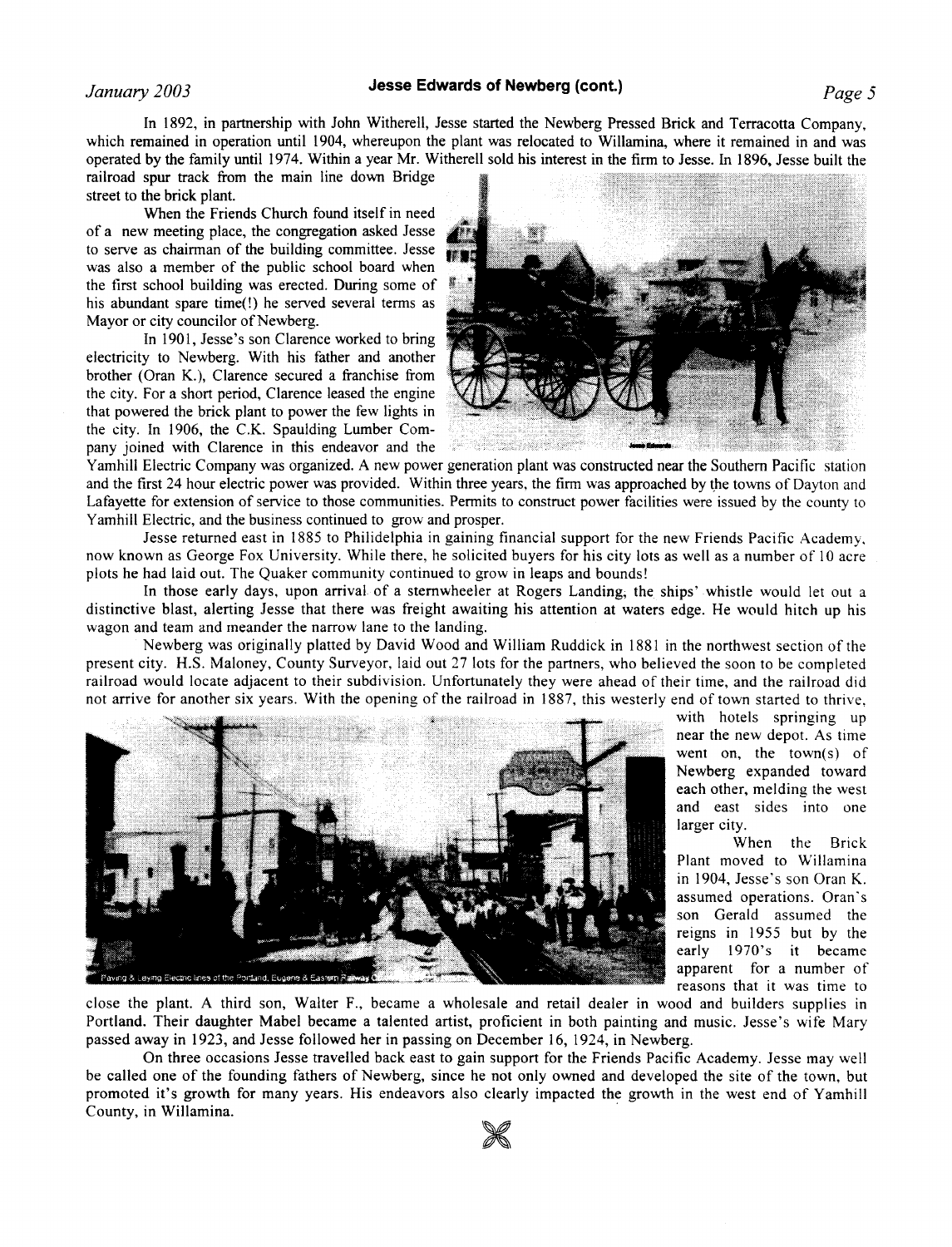In 1892, in partnership with John Witherell, Jesse started the Newberg Pressed Brick and Terracotta Company, which remained in operation until 1904, whereupon the plant was relocated to Willamina, where it remained in and was operated by the family until 1974. Within a year Mr. Witherell sold his interest in the firm to Jesse. In 1896, Jesse built the railroad spur track from the main line down Bridge street to the brick plant.

When the Friends Church found itself in need of a new meeting place, the congregation asked Jesse to serve as chairman of the building committee. Jesse was also a member of the public school board when the first school building was erected. During some of his abundant spare time(!) he served several terms as Mayor or city councilor of Newberg.

In 1901, Jesse's son Clarence worked to bring electricity to Newberg. With his father and another brother (Oran K.), Clarence secured a franchise from the city. For a short period, Clarence leased the engine that powered the brick plant to power the few lights in the city. In 1906, the C.K. Spaulding Lumber Company joined with Clarence in this endeavor and the Yamhill Electric Company was organized. A new power generation plant was constructed near the Southern Pacific station and the first 24 hour electric power was provided. Within three years, the firm was approached by the towns of Dayton and Lafayette for extension of service to those communities. Permits to construct power facilities were issued by the county to Yamhill Electric, and the business continued to grow and prosper.

Jesse returned east in 1885 to Philidelphia in gaining financial support for the new Friends Pacific Academy, now known as George Fox University. While there, he solicited buyers for his city lots as well as a number of 10 acre plots he had laid out. The Quaker community continued to grow in leaps and bounds!

In those early days, upon arrival of a sternwheeler at Rogers Landing, the ships' whistle would let out a distinctive blast, alerting Jesse that there was freight awaiting his attention at waters edge. He would hitch up his wagon and team and meander the narrow lane to the landing.

Newberg was originally platted by David Wood and William Ruddick in 1881 in the northwest section of the present city. H.S. Maloney, County Surveyor, laid out 27 lots for the partners, who believed the soon to be completed railroad would locate adjacent to their subdivision. Unfortunately they were ahead of their time, and the railroad did not arrive for another six years. With the opening of the railroad in 1887, this westerly end of town started to thrive, with hotels springing up near the new depot. As time went on, the town(s) of Newberg expanded toward each other, melding the west and east sides into one larger city.

Paving & Laying Electric lines of the Portland, Eugene & Eastern Railway

When the Brick Plant moved to Willamina in 1904, Jesse's son Oran K. assumed operations. Oran's son Gerald assumed the reigns in 1955 but by the early 1970's it became apparent for a number of reasons that it was time to close the plant. A third son, Walter F., became a wholesale and retail dealer in wood and builders supplies in Portland. Their daughter Mabel became a talented artist, proficient in both painting and music. Jesse's wife Mary passed away in 1923, and Jesse followed her in passing on December 16, 1924, in Newberg.

On three occasions Jesse travelled back east to gain support for the Friends Pacific Academy. Jesse may well be called one of the founding fathers of Newberg, since he not only owned and developed the site of the town, but promoted it's growth for many years. His endeavors also clearly impacted the growth in the west end of Yamhill County, in Willamina.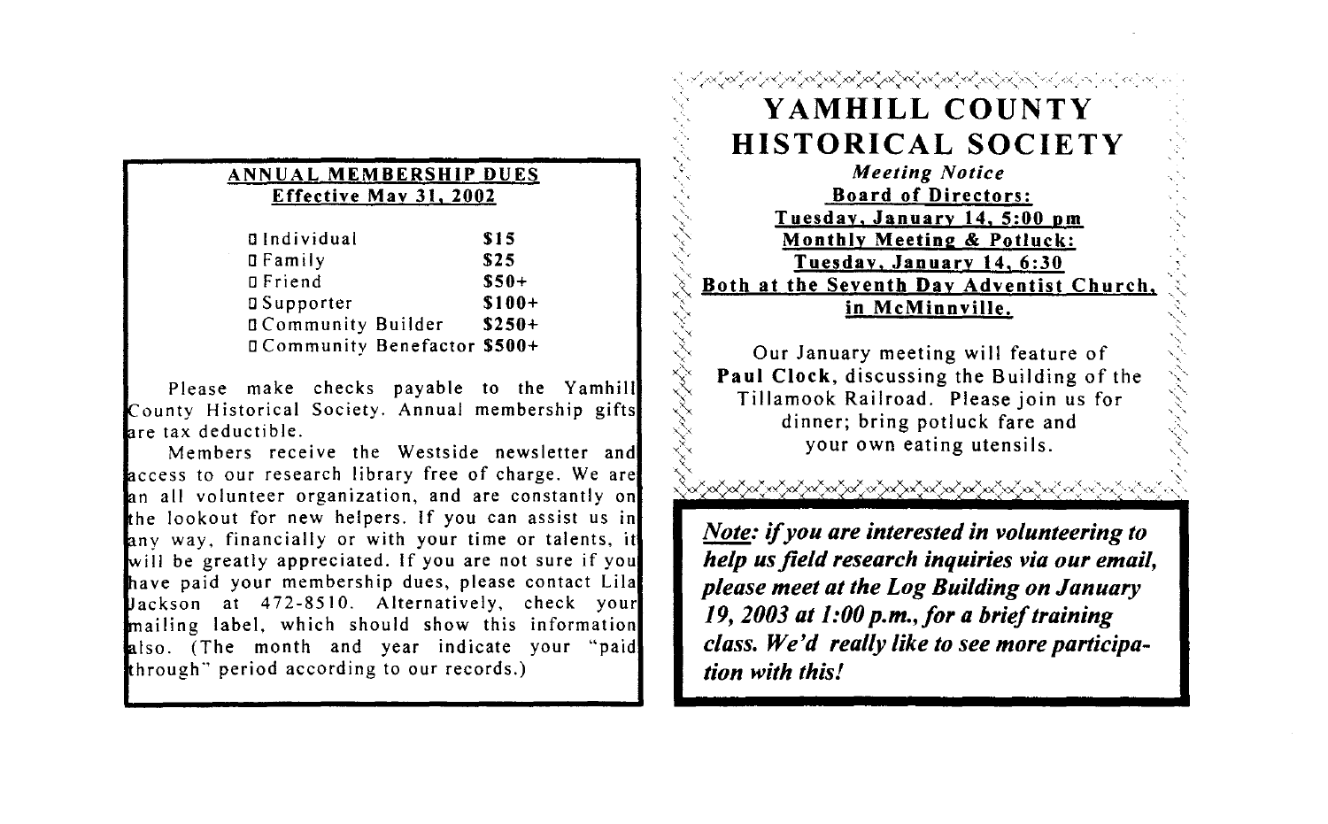## ANNUAL MEMBERSHIP DUES
**Effective May 31, 2002**

| | |
|---|---|
| ☐ Individual | **$15** |
| ☐ Family | **$25** |
| ☐ Friend | **$50+** |
| ☐ Supporter | **$100+** |
| ☐ Community Builder | **$250+** |
| ☐ Community Benefactor | **$500+** |

Please make checks payable to the Yamhill County Historical Society. Annual membership gifts are tax deductible.

Members receive the Westside newsletter and access to our research library free of charge. We are an all volunteer organization, and are constantly on the lookout for new helpers. If you can assist us in any way, financially or with your time or talents, it will be greatly appreciated. If you are not sure if you have paid your membership dues, please contact Lila Jackson at 472-8510. Alternatively, check your mailing label, which should show this information also. (The month and year indicate your "paid through" period according to our records.)

# YAMHILL COUNTY HISTORICAL SOCIETY

***Meeting Notice***

**Board of Directors:**
**Tuesday, January 14, 5:00 pm**
**Monthly Meeting & Potluck:**
**Tuesday, January 14, 6:30**
**Both at the Seventh Day Adventist Church, in McMinnville.**

Our January meeting will feature of **Paul Clock**, discussing the Building of the Tillamook Railroad. Please join us for dinner; bring potluck fare and your own eating utensils.

***Note: if you are interested in volunteering to help us field research inquiries via our email, please meet at the Log Building on January 19, 2003 at 1:00 p.m., for a brief training class. We'd really like to see more participation with this!***